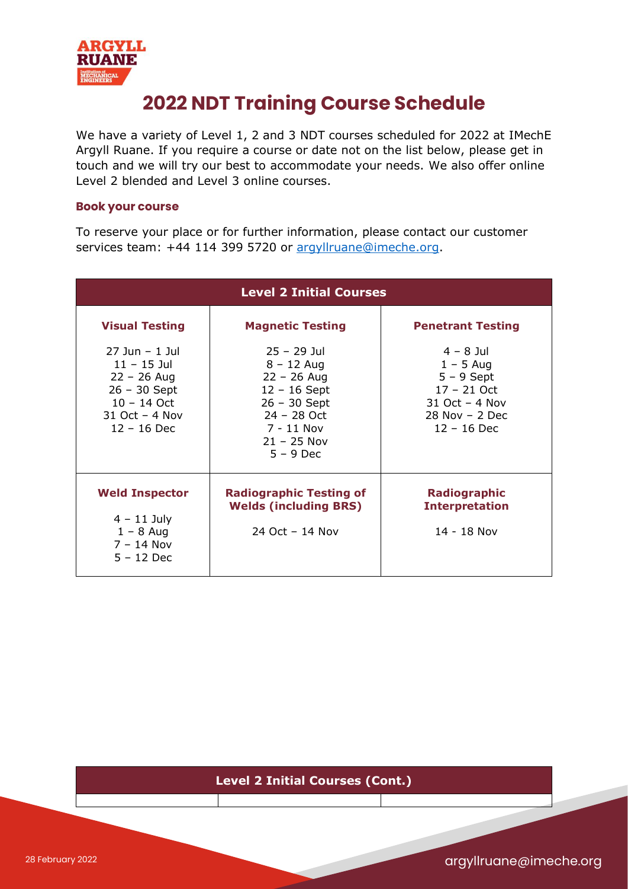# 2022 NDT Training Course Schedule

We have a variety of Level 1, 2 and 3 NDT courses scheduled for 2022 at IMechE Argyll Ruane. If you require a course or date not on the list below, please get in touch and we will try our best to accommodate your needs. We also offer online Level 2 blended and Level 3 online courses.

### Book your course

To reserve your place or for further information, please contact our customer services team: +44 114 399 5720 or argyllruane@imeche.org.

| Level 2 Initial Courses | | |
|---|---|---|
| **Visual Testing**<br>27 Jun – 1 Jul<br>11 – 15 Jul<br>22 – 26 Aug<br>26 – 30 Sept<br>10 – 14 Oct<br>31 Oct – 4 Nov<br>12 – 16 Dec | **Magnetic Testing**<br>25 – 29 Jul<br>8 – 12 Aug<br>22 – 26 Aug<br>12 – 16 Sept<br>26 – 30 Sept<br>24 – 28 Oct<br>7 - 11 Nov<br>21 – 25 Nov<br>5 – 9 Dec | **Penetrant Testing**<br>4 – 8 Jul<br>1 – 5 Aug<br>5 – 9 Sept<br>17 – 21 Oct<br>31 Oct – 4 Nov<br>28 Nov – 2 Dec<br>12 – 16 Dec |
| **Weld Inspector**<br>4 – 11 July<br>1 – 8 Aug<br>7 – 14 Nov<br>5 – 12 Dec | **Radiographic Testing of Welds (including BRS)**<br>24 Oct – 14 Nov | **Radiographic Interpretation**<br>14 - 18 Nov |

| Level 2 Initial Courses (Cont.) | | |
|---|---|---|
| | | |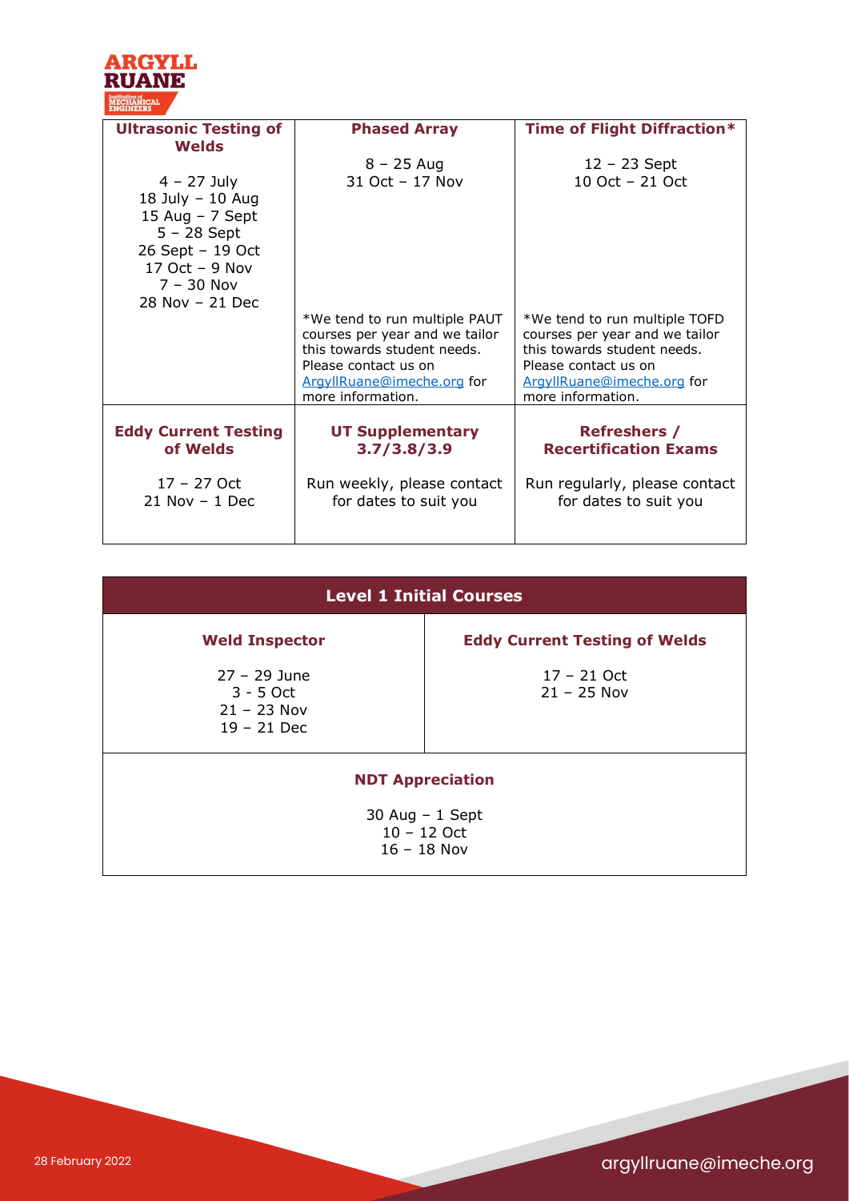| Ultrasonic Testing of Welds | Phased Array | Time of Flight Diffraction* |
|---|---|---|
| 4 – 27 July<br>18 July – 10 Aug<br>15 Aug – 7 Sept<br>5 – 28 Sept<br>26 Sept – 19 Oct<br>17 Oct – 9 Nov<br>7 – 30 Nov<br>28 Nov – 21 Dec | 8 – 25 Aug<br>31 Oct – 17 Nov<br><br>*We tend to run multiple PAUT courses per year and we tailor this towards student needs. Please contact us on ArgyllRuane@imeche.org for more information. | 12 – 23 Sept<br>10 Oct – 21 Oct<br><br>*We tend to run multiple TOFD courses per year and we tailor this towards student needs. Please contact us on ArgyllRuane@imeche.org for more information. |
| **Eddy Current Testing of Welds** | **UT Supplementary 3.7/3.8/3.9** | **Refreshers / Recertification Exams** |
| 17 – 27 Oct<br>21 Nov – 1 Dec | Run weekly, please contact for dates to suit you | Run regularly, please contact for dates to suit you |

## Level 1 Initial Courses

| Weld Inspector | Eddy Current Testing of Welds |
|---|---|
| 27 – 29 June<br>3 - 5 Oct<br>21 – 23 Nov<br>19 – 21 Dec | 17 – 21 Oct<br>21 – 25 Nov |

**NDT Appreciation**

30 Aug – 1 Sept
10 – 12 Oct
16 – 18 Nov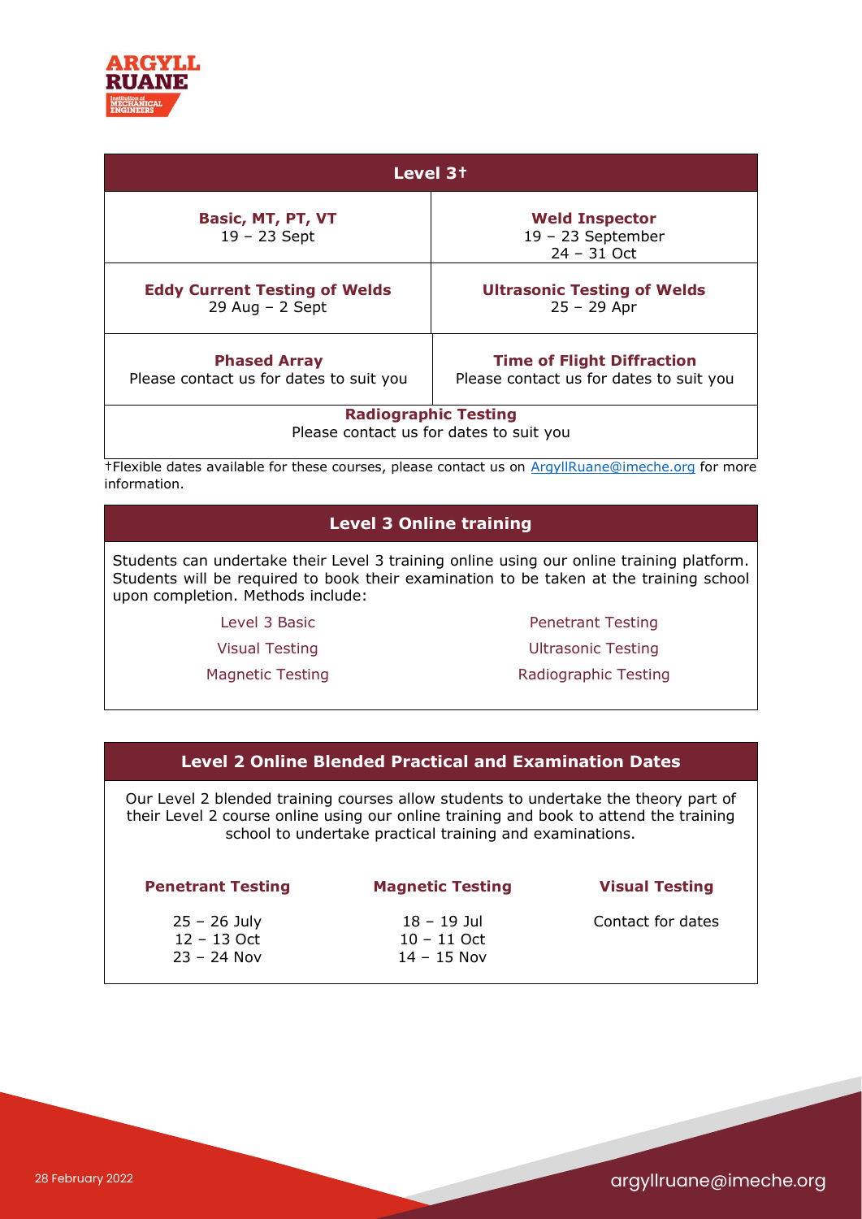| Level 3† | |
|---|---|
| **Basic, MT, PT, VT**<br>19 – 23 Sept | **Weld Inspector**<br>19 – 23 September<br>24 – 31 Oct |
| **Eddy Current Testing of Welds**<br>29 Aug – 2 Sept | **Ultrasonic Testing of Welds**<br>25 – 29 Apr |
| **Phased Array**<br>Please contact us for dates to suit you | **Time of Flight Diffraction**<br>Please contact us for dates to suit you |
| **Radiographic Testing**<br>Please contact us for dates to suit you | |

†Flexible dates available for these courses, please contact us on ArgyllRuane@imeche.org for more information.

## Level 3 Online training

Students can undertake their Level 3 training online using our online training platform. Students will be required to book their examination to be taken at the training school upon completion. Methods include:

- Level 3 Basic
- Visual Testing
- Magnetic Testing
- Penetrant Testing
- Ultrasonic Testing
- Radiographic Testing

## Level 2 Online Blended Practical and Examination Dates

Our Level 2 blended training courses allow students to undertake the theory part of their Level 2 course online using our online training and book to attend the training school to undertake practical training and examinations.

| Penetrant Testing | Magnetic Testing | Visual Testing |
|---|---|---|
| 25 – 26 July<br>12 – 13 Oct<br>23 – 24 Nov | 18 – 19 Jul<br>10 – 11 Oct<br>14 – 15 Nov | Contact for dates |